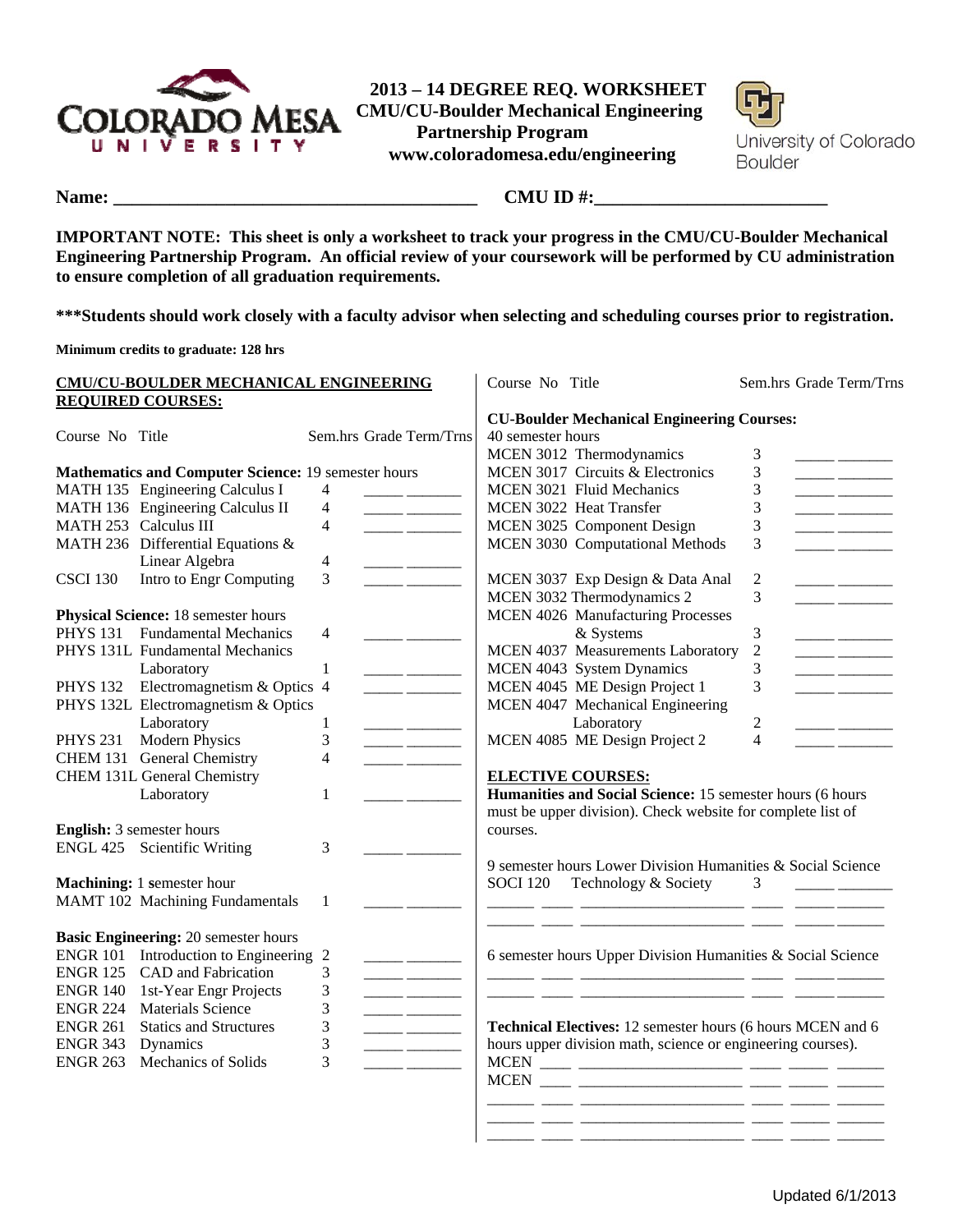# 2013 – 14 DEGREE REQ. WORKSHEET
## CMU/CU-Boulder Mechanical Engineering Partnership Program
**www.coloradomesa.edu/engineering**

COLORADO MESA UNIVERSITY — University of Colorado Boulder

**Name: ______________________________________  CMU ID #:________________________**

**IMPORTANT NOTE: This sheet is only a worksheet to track your progress in the CMU/CU-Boulder Mechanical Engineering Partnership Program. An official review of your coursework will be performed by CU administration to ensure completion of all graduation requirements.**

**\*\*\*Students should work closely with a faculty advisor when selecting and scheduling courses prior to registration.**

**Minimum credits to graduate: 128 hrs**

## CMU/CU-BOULDER MECHANICAL ENGINEERING REQUIRED COURSES:

| Course No | Title | Sem.hrs | Grade | Term/Trns |
|---|---|---|---|---|
| **Mathematics and Computer Science:** 19 semester hours | | | | |
| MATH 135 | Engineering Calculus I | 4 | | |
| MATH 136 | Engineering Calculus II | 4 | | |
| MATH 253 | Calculus III | 4 | | |
| MATH 236 | Differential Equations & Linear Algebra | 4 | | |
| CSCI 130 | Intro to Engr Computing | 3 | | |
| **Physical Science:** 18 semester hours | | | | |
| PHYS 131 | Fundamental Mechanics | 4 | | |
| PHYS 131L | Fundamental Mechanics Laboratory | 1 | | |
| PHYS 132 | Electromagnetism & Optics | 4 | | |
| PHYS 132L | Electromagnetism & Optics Laboratory | 1 | | |
| PHYS 231 | Modern Physics | 3 | | |
| CHEM 131 | General Chemistry | 4 | | |
| CHEM 131L | General Chemistry Laboratory | 1 | | |
| **English:** 3 semester hours | | | | |
| ENGL 425 | Scientific Writing | 3 | | |
| **Machining:** 1 semester hour | | | | |
| MAMT 102 | Machining Fundamentals | 1 | | |
| **Basic Engineering:** 20 semester hours | | | | |
| ENGR 101 | Introduction to Engineering | 2 | | |
| ENGR 125 | CAD and Fabrication | 3 | | |
| ENGR 140 | 1st-Year Engr Projects | 3 | | |
| ENGR 224 | Materials Science | 3 | | |
| ENGR 261 | Statics and Structures | 3 | | |
| ENGR 343 | Dynamics | 3 | | |
| ENGR 263 | Mechanics of Solids | 3 | | |

| Course No | Title | Sem.hrs | Grade | Term/Trns |
|---|---|---|---|---|
| **CU-Boulder Mechanical Engineering Courses:** 40 semester hours | | | | |
| MCEN 3012 | Thermodynamics | 3 | | |
| MCEN 3017 | Circuits & Electronics | 3 | | |
| MCEN 3021 | Fluid Mechanics | 3 | | |
| MCEN 3022 | Heat Transfer | 3 | | |
| MCEN 3025 | Component Design | 3 | | |
| MCEN 3030 | Computational Methods | 3 | | |
| MCEN 3037 | Exp Design & Data Anal | 2 | | |
| MCEN 3032 | Thermodynamics 2 | 3 | | |
| MCEN 4026 | Manufacturing Processes & Systems | 3 | | |
| MCEN 4037 | Measurements Laboratory | 2 | | |
| MCEN 4043 | System Dynamics | 3 | | |
| MCEN 4045 | ME Design Project 1 | 3 | | |
| MCEN 4047 | Mechanical Engineering Laboratory | 2 | | |
| MCEN 4085 | ME Design Project 2 | 4 | | |

## ELECTIVE COURSES:

**Humanities and Social Science:** 15 semester hours (6 hours must be upper division). Check website for complete list of courses.

9 semester hours Lower Division Humanities & Social Science

| Course No | Title | Sem.hrs | Grade | Term/Trns |
|---|---|---|---|---|
| SOCI 120 | Technology & Society | 3 | | |
| | | | | |
| | | | | |

6 semester hours Upper Division Humanities & Social Science

| Course No | Title | Sem.hrs | Grade | Term/Trns |
|---|---|---|---|---|
| | | | | |
| | | | | |

**Technical Electives:** 12 semester hours (6 hours MCEN and 6 hours upper division math, science or engineering courses).

| Course No | Title | Sem.hrs | Grade | Term/Trns |
|---|---|---|---|---|
| MCEN | | | | |
| MCEN | | | | |
| | | | | |
| | | | | |
| | | | | |

Updated 6/1/2013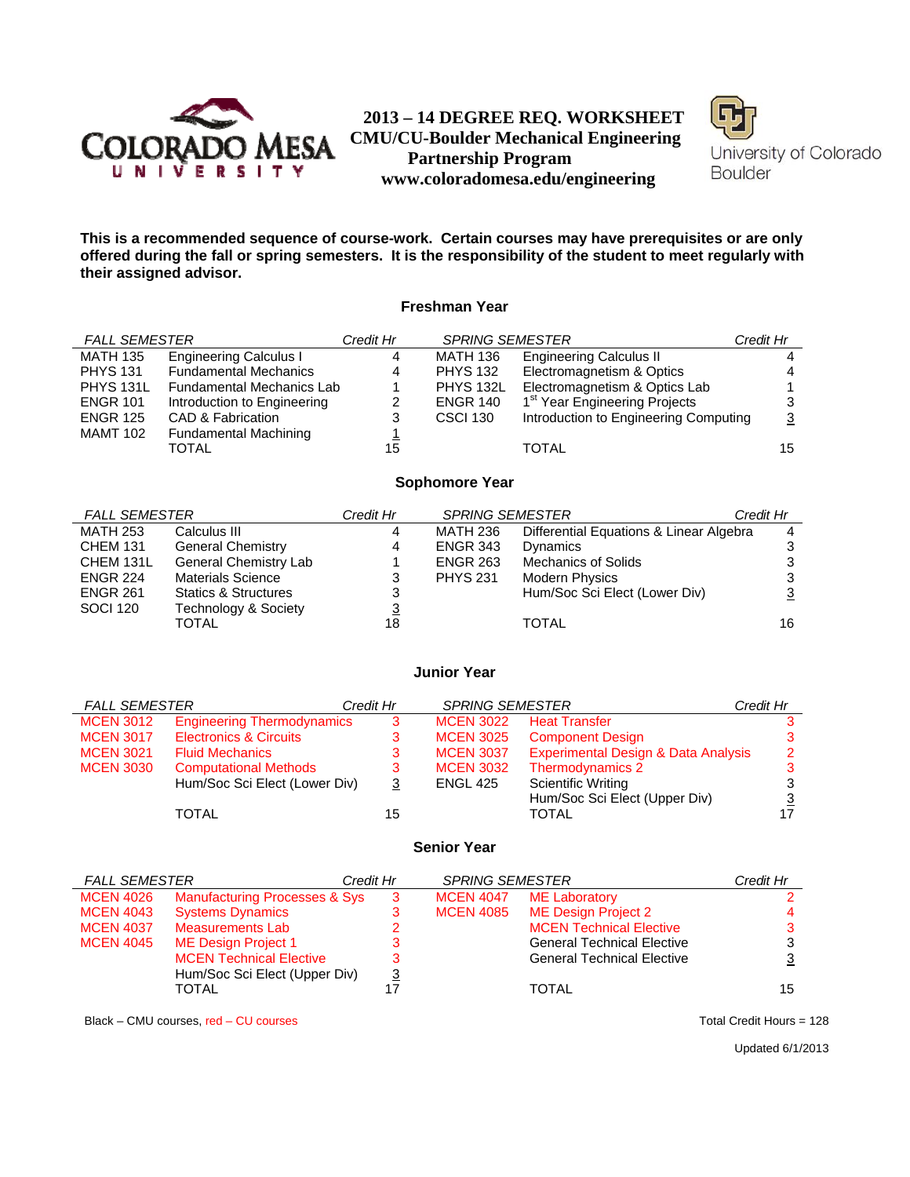# 2013 – 14 DEGREE REQ. WORKSHEET
## CMU/CU-Boulder Mechanical Engineering Partnership Program
**www.coloradomesa.edu/engineering**

**This is a recommended sequence of course-work. Certain courses may have prerequisites or are only offered during the fall or spring semesters. It is the responsibility of the student to meet regularly with their assigned advisor.**

### Freshman Year

| *FALL SEMESTER* | | *Credit Hr* | *SPRING SEMESTER* | | *Credit Hr* |
|---|---|---|---|---|---|
| MATH 135 | Engineering Calculus I | 4 | MATH 136 | Engineering Calculus II | 4 |
| PHYS 131 | Fundamental Mechanics | 4 | PHYS 132 | Electromagnetism & Optics | 4 |
| PHYS 131L | Fundamental Mechanics Lab | 1 | PHYS 132L | Electromagnetism & Optics Lab | 1 |
| ENGR 101 | Introduction to Engineering | 2 | ENGR 140 | 1st Year Engineering Projects | 3 |
| ENGR 125 | CAD & Fabrication | 3 | CSCI 130 | Introduction to Engineering Computing | 3 |
| MAMT 102 | Fundamental Machining | 1 | | | |
| | TOTAL | 15 | | TOTAL | 15 |

### Sophomore Year

| *FALL SEMESTER* | | *Credit Hr* | *SPRING SEMESTER* | | *Credit Hr* |
|---|---|---|---|---|---|
| MATH 253 | Calculus III | 4 | MATH 236 | Differential Equations & Linear Algebra | 4 |
| CHEM 131 | General Chemistry | 4 | ENGR 343 | Dynamics | 3 |
| CHEM 131L | General Chemistry Lab | 1 | ENGR 263 | Mechanics of Solids | 3 |
| ENGR 224 | Materials Science | 3 | PHYS 231 | Modern Physics | 3 |
| ENGR 261 | Statics & Structures | 3 | | Hum/Soc Sci Elect (Lower Div) | 3 |
| SOCI 120 | Technology & Society | 3 | | | |
| | TOTAL | 18 | | TOTAL | 16 |

### Junior Year

| *FALL SEMESTER* | | *Credit Hr* | *SPRING SEMESTER* | | *Credit Hr* |
|---|---|---|---|---|---|
| MCEN 3012 | Engineering Thermodynamics | 3 | MCEN 3022 | Heat Transfer | 3 |
| MCEN 3017 | Electronics & Circuits | 3 | MCEN 3025 | Component Design | 3 |
| MCEN 3021 | Fluid Mechanics | 3 | MCEN 3037 | Experimental Design & Data Analysis | 2 |
| MCEN 3030 | Computational Methods | 3 | MCEN 3032 | Thermodynamics 2 | 3 |
| | Hum/Soc Sci Elect (Lower Div) | 3 | ENGL 425 | Scientific Writing | 3 |
| | | | | Hum/Soc Sci Elect (Upper Div) | 3 |
| | TOTAL | 15 | | TOTAL | 17 |

### Senior Year

| *FALL SEMESTER* | | *Credit Hr* | *SPRING SEMESTER* | | *Credit Hr* |
|---|---|---|---|---|---|
| MCEN 4026 | Manufacturing Processes & Sys | 3 | MCEN 4047 | ME Laboratory | 2 |
| MCEN 4043 | Systems Dynamics | 3 | MCEN 4085 | ME Design Project 2 | 4 |
| MCEN 4037 | Measurements Lab | 2 | | MCEN Technical Elective | 3 |
| MCEN 4045 | ME Design Project 1 | 3 | | General Technical Elective | 3 |
| | MCEN Technical Elective | 3 | | General Technical Elective | 3 |
| | Hum/Soc Sci Elect (Upper Div) | 3 | | | |
| | TOTAL | 17 | | TOTAL | 15 |

Black – CMU courses, red – CU courses

Total Credit Hours = 128

Updated 6/1/2013